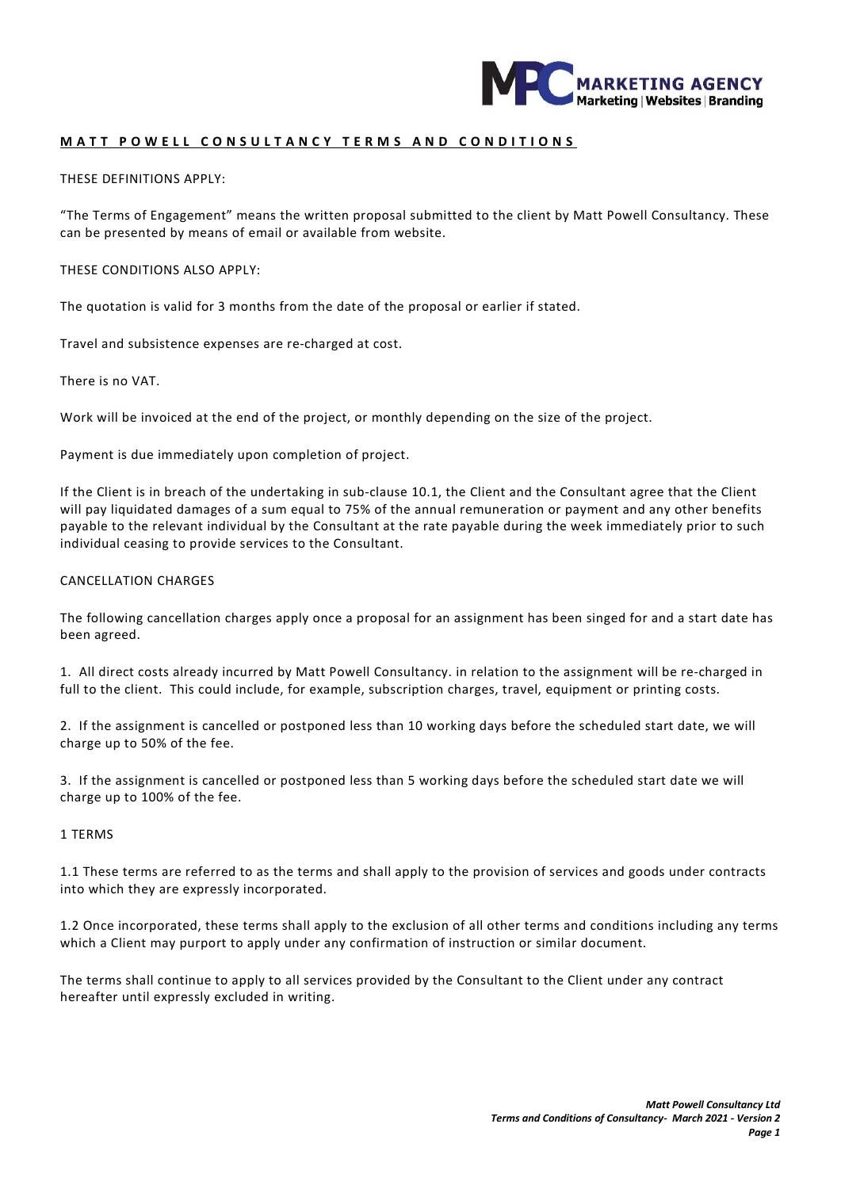# MATT POWELL CONSULTANCY TERMS AND CONDITIONS

THESE DEFINITIONS APPLY:

"The Terms of Engagement" means the written proposal submitted to the client by Matt Powell Consultancy. These can be presented by means of email or available from website.

THESE CONDITIONS ALSO APPLY:

The quotation is valid for 3 months from the date of the proposal or earlier if stated.

Travel and subsistence expenses are re-charged at cost.

There is no VAT.

Work will be invoiced at the end of the project, or monthly depending on the size of the project.

Payment is due immediately upon completion of project.

If the Client is in breach of the undertaking in sub-clause 10.1, the Client and the Consultant agree that the Client will pay liquidated damages of a sum equal to 75% of the annual remuneration or payment and any other benefits payable to the relevant individual by the Consultant at the rate payable during the week immediately prior to such individual ceasing to provide services to the Consultant.

CANCELLATION CHARGES

The following cancellation charges apply once a proposal for an assignment has been singed for and a start date has been agreed.

1. All direct costs already incurred by Matt Powell Consultancy. in relation to the assignment will be re-charged in full to the client. This could include, for example, subscription charges, travel, equipment or printing costs.

2. If the assignment is cancelled or postponed less than 10 working days before the scheduled start date, we will charge up to 50% of the fee.

3. If the assignment is cancelled or postponed less than 5 working days before the scheduled start date we will charge up to 100% of the fee.

1 TERMS

1.1 These terms are referred to as the terms and shall apply to the provision of services and goods under contracts into which they are expressly incorporated.

1.2 Once incorporated, these terms shall apply to the exclusion of all other terms and conditions including any terms which a Client may purport to apply under any confirmation of instruction or similar document.

The terms shall continue to apply to all services provided by the Consultant to the Client under any contract hereafter until expressly excluded in writing.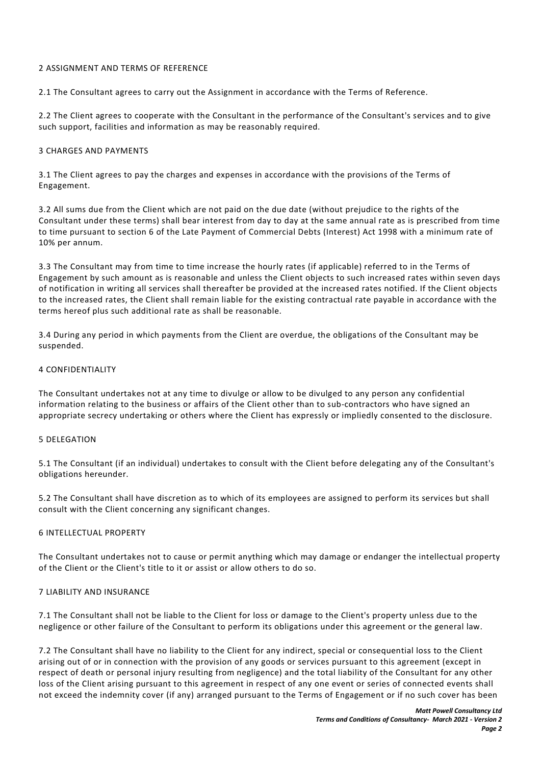## 2 ASSIGNMENT AND TERMS OF REFERENCE

2.1 The Consultant agrees to carry out the Assignment in accordance with the Terms of Reference.

2.2 The Client agrees to cooperate with the Consultant in the performance of the Consultant's services and to give such support, facilities and information as may be reasonably required.

## 3 CHARGES AND PAYMENTS

3.1 The Client agrees to pay the charges and expenses in accordance with the provisions of the Terms of Engagement.

3.2 All sums due from the Client which are not paid on the due date (without prejudice to the rights of the Consultant under these terms) shall bear interest from day to day at the same annual rate as is prescribed from time to time pursuant to section 6 of the Late Payment of Commercial Debts (Interest) Act 1998 with a minimum rate of 10% per annum.

3.3 The Consultant may from time to time increase the hourly rates (if applicable) referred to in the Terms of Engagement by such amount as is reasonable and unless the Client objects to such increased rates within seven days of notification in writing all services shall thereafter be provided at the increased rates notified. If the Client objects to the increased rates, the Client shall remain liable for the existing contractual rate payable in accordance with the terms hereof plus such additional rate as shall be reasonable.

3.4 During any period in which payments from the Client are overdue, the obligations of the Consultant may be suspended.

## 4 CONFIDENTIALITY

The Consultant undertakes not at any time to divulge or allow to be divulged to any person any confidential information relating to the business or affairs of the Client other than to sub-contractors who have signed an appropriate secrecy undertaking or others where the Client has expressly or impliedly consented to the disclosure.

## 5 DELEGATION

5.1 The Consultant (if an individual) undertakes to consult with the Client before delegating any of the Consultant's obligations hereunder.

5.2 The Consultant shall have discretion as to which of its employees are assigned to perform its services but shall consult with the Client concerning any significant changes.

## 6 INTELLECTUAL PROPERTY

The Consultant undertakes not to cause or permit anything which may damage or endanger the intellectual property of the Client or the Client's title to it or assist or allow others to do so.

## 7 LIABILITY AND INSURANCE

7.1 The Consultant shall not be liable to the Client for loss or damage to the Client's property unless due to the negligence or other failure of the Consultant to perform its obligations under this agreement or the general law.

7.2 The Consultant shall have no liability to the Client for any indirect, special or consequential loss to the Client arising out of or in connection with the provision of any goods or services pursuant to this agreement (except in respect of death or personal injury resulting from negligence) and the total liability of the Consultant for any other loss of the Client arising pursuant to this agreement in respect of any one event or series of connected events shall not exceed the indemnity cover (if any) arranged pursuant to the Terms of Engagement or if no such cover has been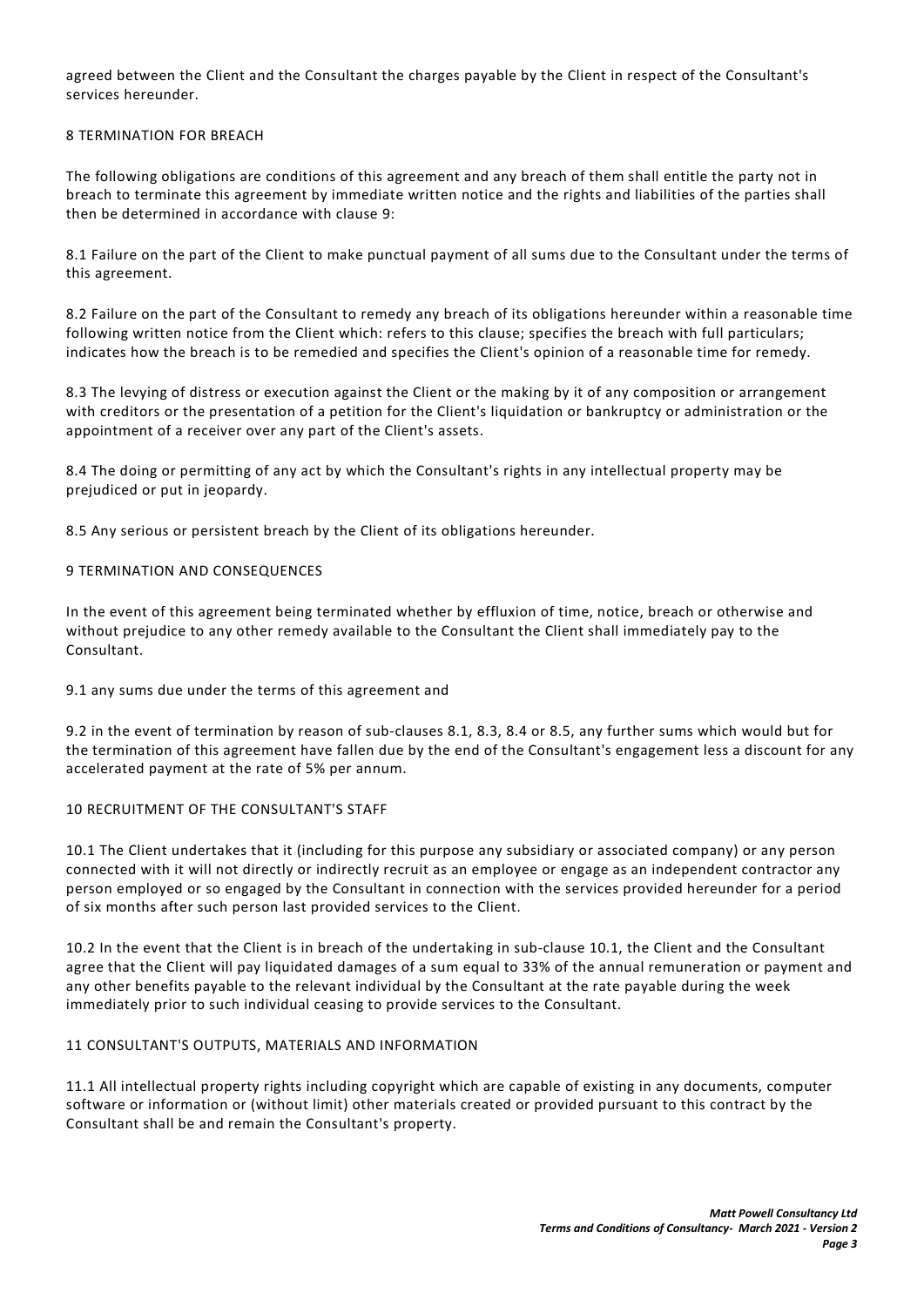agreed between the Client and the Consultant the charges payable by the Client in respect of the Consultant's services hereunder.

## 8 TERMINATION FOR BREACH

The following obligations are conditions of this agreement and any breach of them shall entitle the party not in breach to terminate this agreement by immediate written notice and the rights and liabilities of the parties shall then be determined in accordance with clause 9:

8.1 Failure on the part of the Client to make punctual payment of all sums due to the Consultant under the terms of this agreement.

8.2 Failure on the part of the Consultant to remedy any breach of its obligations hereunder within a reasonable time following written notice from the Client which: refers to this clause; specifies the breach with full particulars; indicates how the breach is to be remedied and specifies the Client's opinion of a reasonable time for remedy.

8.3 The levying of distress or execution against the Client or the making by it of any composition or arrangement with creditors or the presentation of a petition for the Client's liquidation or bankruptcy or administration or the appointment of a receiver over any part of the Client's assets.

8.4 The doing or permitting of any act by which the Consultant's rights in any intellectual property may be prejudiced or put in jeopardy.

8.5 Any serious or persistent breach by the Client of its obligations hereunder.

## 9 TERMINATION AND CONSEQUENCES

In the event of this agreement being terminated whether by effluxion of time, notice, breach or otherwise and without prejudice to any other remedy available to the Consultant the Client shall immediately pay to the Consultant.

9.1 any sums due under the terms of this agreement and

9.2 in the event of termination by reason of sub-clauses 8.1, 8.3, 8.4 or 8.5, any further sums which would but for the termination of this agreement have fallen due by the end of the Consultant's engagement less a discount for any accelerated payment at the rate of 5% per annum.

## 10 RECRUITMENT OF THE CONSULTANT'S STAFF

10.1 The Client undertakes that it (including for this purpose any subsidiary or associated company) or any person connected with it will not directly or indirectly recruit as an employee or engage as an independent contractor any person employed or so engaged by the Consultant in connection with the services provided hereunder for a period of six months after such person last provided services to the Client.

10.2 In the event that the Client is in breach of the undertaking in sub-clause 10.1, the Client and the Consultant agree that the Client will pay liquidated damages of a sum equal to 33% of the annual remuneration or payment and any other benefits payable to the relevant individual by the Consultant at the rate payable during the week immediately prior to such individual ceasing to provide services to the Consultant.

## 11 CONSULTANT'S OUTPUTS, MATERIALS AND INFORMATION

11.1 All intellectual property rights including copyright which are capable of existing in any documents, computer software or information or (without limit) other materials created or provided pursuant to this contract by the Consultant shall be and remain the Consultant's property.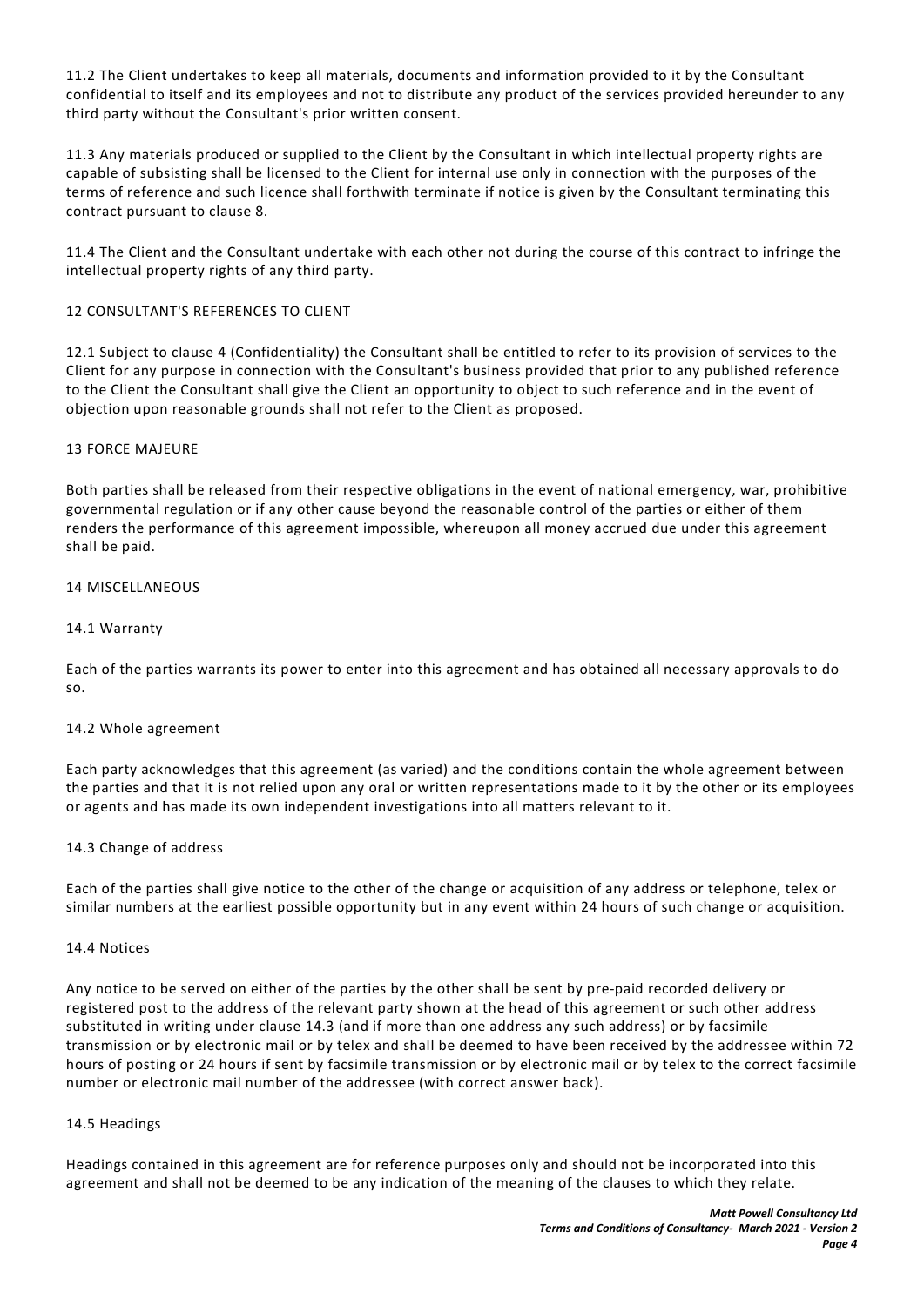11.2 The Client undertakes to keep all materials, documents and information provided to it by the Consultant confidential to itself and its employees and not to distribute any product of the services provided hereunder to any third party without the Consultant's prior written consent.

11.3 Any materials produced or supplied to the Client by the Consultant in which intellectual property rights are capable of subsisting shall be licensed to the Client for internal use only in connection with the purposes of the terms of reference and such licence shall forthwith terminate if notice is given by the Consultant terminating this contract pursuant to clause 8.

11.4 The Client and the Consultant undertake with each other not during the course of this contract to infringe the intellectual property rights of any third party.

## 12 CONSULTANT'S REFERENCES TO CLIENT

12.1 Subject to clause 4 (Confidentiality) the Consultant shall be entitled to refer to its provision of services to the Client for any purpose in connection with the Consultant's business provided that prior to any published reference to the Client the Consultant shall give the Client an opportunity to object to such reference and in the event of objection upon reasonable grounds shall not refer to the Client as proposed.

## 13 FORCE MAJEURE

Both parties shall be released from their respective obligations in the event of national emergency, war, prohibitive governmental regulation or if any other cause beyond the reasonable control of the parties or either of them renders the performance of this agreement impossible, whereupon all money accrued due under this agreement shall be paid.

## 14 MISCELLANEOUS

### 14.1 Warranty

Each of the parties warrants its power to enter into this agreement and has obtained all necessary approvals to do so.

### 14.2 Whole agreement

Each party acknowledges that this agreement (as varied) and the conditions contain the whole agreement between the parties and that it is not relied upon any oral or written representations made to it by the other or its employees or agents and has made its own independent investigations into all matters relevant to it.

### 14.3 Change of address

Each of the parties shall give notice to the other of the change or acquisition of any address or telephone, telex or similar numbers at the earliest possible opportunity but in any event within 24 hours of such change or acquisition.

### 14.4 Notices

Any notice to be served on either of the parties by the other shall be sent by pre-paid recorded delivery or registered post to the address of the relevant party shown at the head of this agreement or such other address substituted in writing under clause 14.3 (and if more than one address any such address) or by facsimile transmission or by electronic mail or by telex and shall be deemed to have been received by the addressee within 72 hours of posting or 24 hours if sent by facsimile transmission or by electronic mail or by telex to the correct facsimile number or electronic mail number of the addressee (with correct answer back).

### 14.5 Headings

Headings contained in this agreement are for reference purposes only and should not be incorporated into this agreement and shall not be deemed to be any indication of the meaning of the clauses to which they relate.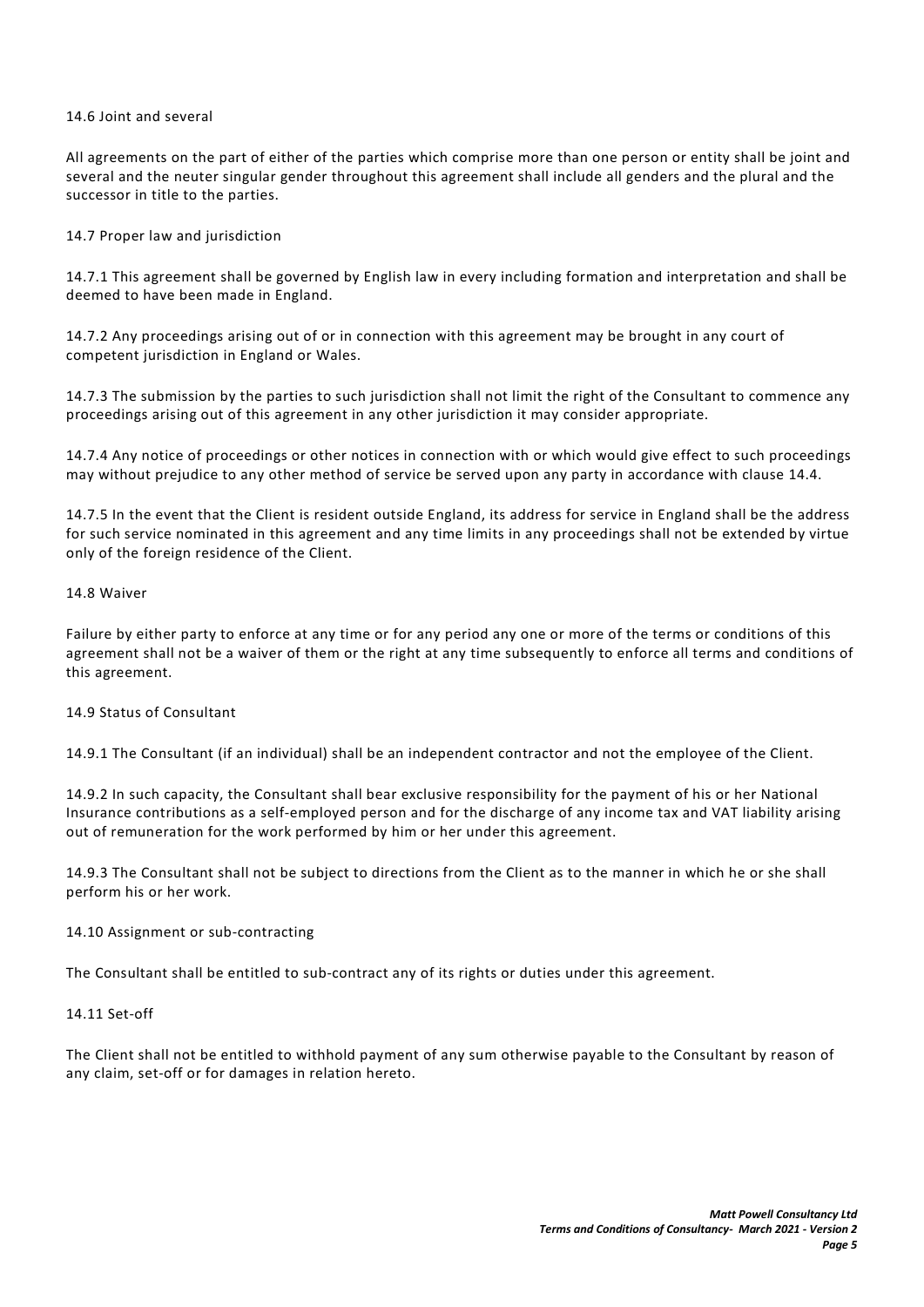14.6 Joint and several

All agreements on the part of either of the parties which comprise more than one person or entity shall be joint and several and the neuter singular gender throughout this agreement shall include all genders and the plural and the successor in title to the parties.

14.7 Proper law and jurisdiction

14.7.1 This agreement shall be governed by English law in every including formation and interpretation and shall be deemed to have been made in England.

14.7.2 Any proceedings arising out of or in connection with this agreement may be brought in any court of competent jurisdiction in England or Wales.

14.7.3 The submission by the parties to such jurisdiction shall not limit the right of the Consultant to commence any proceedings arising out of this agreement in any other jurisdiction it may consider appropriate.

14.7.4 Any notice of proceedings or other notices in connection with or which would give effect to such proceedings may without prejudice to any other method of service be served upon any party in accordance with clause 14.4.

14.7.5 In the event that the Client is resident outside England, its address for service in England shall be the address for such service nominated in this agreement and any time limits in any proceedings shall not be extended by virtue only of the foreign residence of the Client.

14.8 Waiver

Failure by either party to enforce at any time or for any period any one or more of the terms or conditions of this agreement shall not be a waiver of them or the right at any time subsequently to enforce all terms and conditions of this agreement.

14.9 Status of Consultant

14.9.1 The Consultant (if an individual) shall be an independent contractor and not the employee of the Client.

14.9.2 In such capacity, the Consultant shall bear exclusive responsibility for the payment of his or her National Insurance contributions as a self-employed person and for the discharge of any income tax and VAT liability arising out of remuneration for the work performed by him or her under this agreement.

14.9.3 The Consultant shall not be subject to directions from the Client as to the manner in which he or she shall perform his or her work.

14.10 Assignment or sub-contracting

The Consultant shall be entitled to sub-contract any of its rights or duties under this agreement.

14.11 Set-off

The Client shall not be entitled to withhold payment of any sum otherwise payable to the Consultant by reason of any claim, set-off or for damages in relation hereto.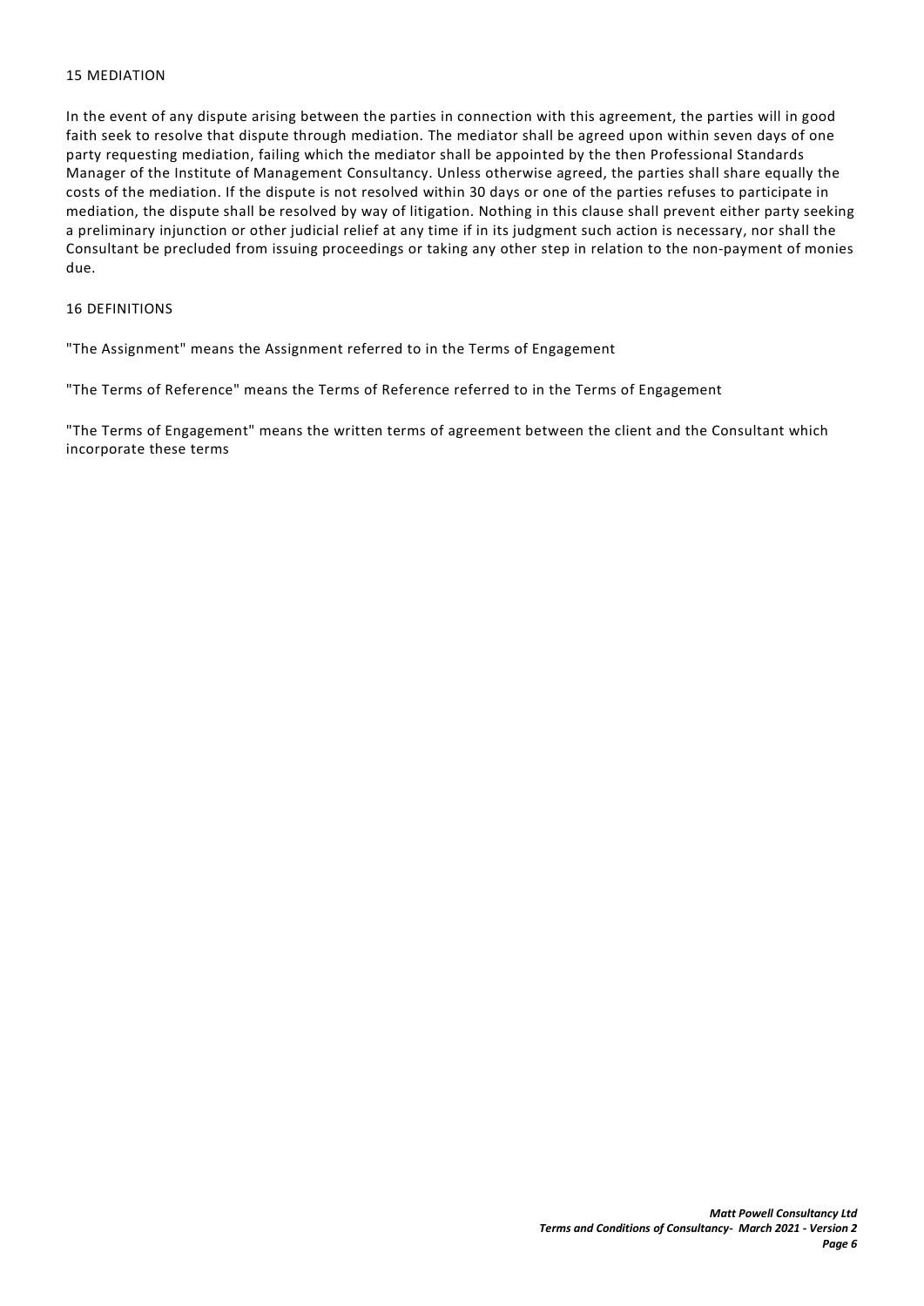## 15 MEDIATION

In the event of any dispute arising between the parties in connection with this agreement, the parties will in good faith seek to resolve that dispute through mediation. The mediator shall be agreed upon within seven days of one party requesting mediation, failing which the mediator shall be appointed by the then Professional Standards Manager of the Institute of Management Consultancy. Unless otherwise agreed, the parties shall share equally the costs of the mediation. If the dispute is not resolved within 30 days or one of the parties refuses to participate in mediation, the dispute shall be resolved by way of litigation. Nothing in this clause shall prevent either party seeking a preliminary injunction or other judicial relief at any time if in its judgment such action is necessary, nor shall the Consultant be precluded from issuing proceedings or taking any other step in relation to the non-payment of monies due.

## 16 DEFINITIONS

"The Assignment" means the Assignment referred to in the Terms of Engagement

"The Terms of Reference" means the Terms of Reference referred to in the Terms of Engagement

"The Terms of Engagement" means the written terms of agreement between the client and the Consultant which incorporate these terms